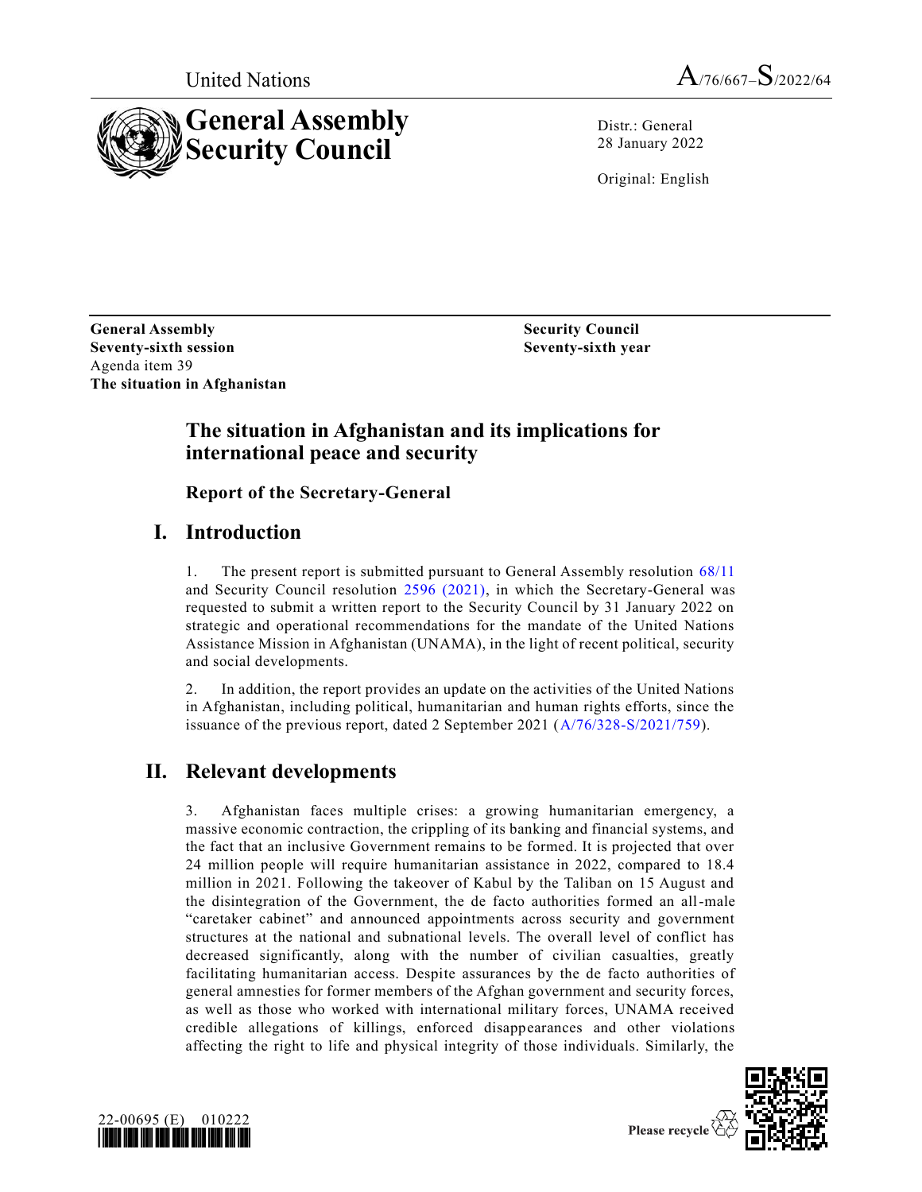United Nations A/76/667–S/2022/64

# General Assembly Security Council

Distr.: General
28 January 2022

Original: English

**General Assembly**
**Seventy-sixth session**
Agenda item 39
**The situation in Afghanistan**

**Security Council**
**Seventy-sixth year**

# The situation in Afghanistan and its implications for international peace and security

## Report of the Secretary-General

## I. Introduction

1. The present report is submitted pursuant to General Assembly resolution 68/11 and Security Council resolution 2596 (2021), in which the Secretary-General was requested to submit a written report to the Security Council by 31 January 2022 on strategic and operational recommendations for the mandate of the United Nations Assistance Mission in Afghanistan (UNAMA), in the light of recent political, security and social developments.

2. In addition, the report provides an update on the activities of the United Nations in Afghanistan, including political, humanitarian and human rights efforts, since the issuance of the previous report, dated 2 September 2021 (A/76/328-S/2021/759).

## II. Relevant developments

3. Afghanistan faces multiple crises: a growing humanitarian emergency, a massive economic contraction, the crippling of its banking and financial systems, and the fact that an inclusive Government remains to be formed. It is projected that over 24 million people will require humanitarian assistance in 2022, compared to 18.4 million in 2021. Following the takeover of Kabul by the Taliban on 15 August and the disintegration of the Government, the de facto authorities formed an all-male "caretaker cabinet" and announced appointments across security and government structures at the national and subnational levels. The overall level of conflict has decreased significantly, along with the number of civilian casualties, greatly facilitating humanitarian access. Despite assurances by the de facto authorities of general amnesties for former members of the Afghan government and security forces, as well as those who worked with international military forces, UNAMA received credible allegations of killings, enforced disappearances and other violations affecting the right to life and physical integrity of those individuals. Similarly, the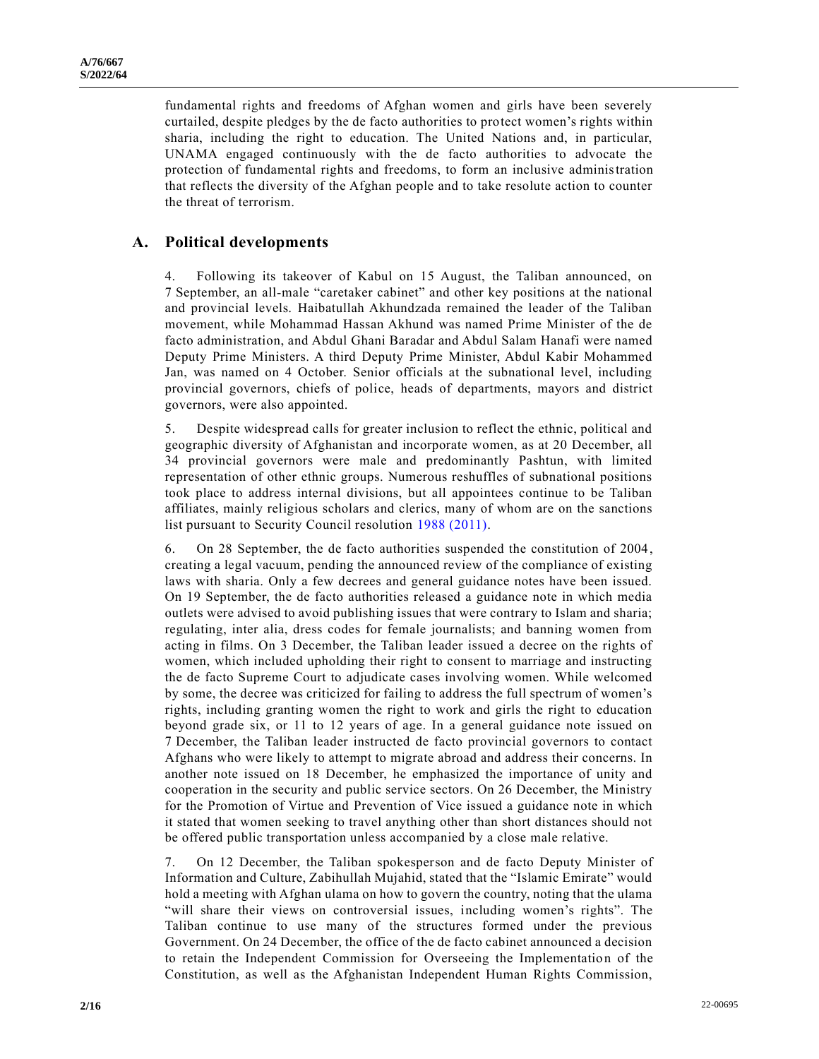fundamental rights and freedoms of Afghan women and girls have been severely curtailed, despite pledges by the de facto authorities to protect women's rights within sharia, including the right to education. The United Nations and, in particular, UNAMA engaged continuously with the de facto authorities to advocate the protection of fundamental rights and freedoms, to form an inclusive administration that reflects the diversity of the Afghan people and to take resolute action to counter the threat of terrorism.

## A. Political developments

4. Following its takeover of Kabul on 15 August, the Taliban announced, on 7 September, an all-male "caretaker cabinet" and other key positions at the national and provincial levels. Haibatullah Akhundzada remained the leader of the Taliban movement, while Mohammad Hassan Akhund was named Prime Minister of the de facto administration, and Abdul Ghani Baradar and Abdul Salam Hanafi were named Deputy Prime Ministers. A third Deputy Prime Minister, Abdul Kabir Mohammed Jan, was named on 4 October. Senior officials at the subnational level, including provincial governors, chiefs of police, heads of departments, mayors and district governors, were also appointed.

5. Despite widespread calls for greater inclusion to reflect the ethnic, political and geographic diversity of Afghanistan and incorporate women, as at 20 December, all 34 provincial governors were male and predominantly Pashtun, with limited representation of other ethnic groups. Numerous reshuffles of subnational positions took place to address internal divisions, but all appointees continue to be Taliban affiliates, mainly religious scholars and clerics, many of whom are on the sanctions list pursuant to Security Council resolution 1988 (2011).

6. On 28 September, the de facto authorities suspended the constitution of 2004, creating a legal vacuum, pending the announced review of the compliance of existing laws with sharia. Only a few decrees and general guidance notes have been issued. On 19 September, the de facto authorities released a guidance note in which media outlets were advised to avoid publishing issues that were contrary to Islam and sharia; regulating, inter alia, dress codes for female journalists; and banning women from acting in films. On 3 December, the Taliban leader issued a decree on the rights of women, which included upholding their right to consent to marriage and instructing the de facto Supreme Court to adjudicate cases involving women. While welcomed by some, the decree was criticized for failing to address the full spectrum of women's rights, including granting women the right to work and girls the right to education beyond grade six, or 11 to 12 years of age. In a general guidance note issued on 7 December, the Taliban leader instructed de facto provincial governors to contact Afghans who were likely to attempt to migrate abroad and address their concerns. In another note issued on 18 December, he emphasized the importance of unity and cooperation in the security and public service sectors. On 26 December, the Ministry for the Promotion of Virtue and Prevention of Vice issued a guidance note in which it stated that women seeking to travel anything other than short distances should not be offered public transportation unless accompanied by a close male relative.

7. On 12 December, the Taliban spokesperson and de facto Deputy Minister of Information and Culture, Zabihullah Mujahid, stated that the "Islamic Emirate" would hold a meeting with Afghan ulama on how to govern the country, noting that the ulama "will share their views on controversial issues, including women's rights". The Taliban continue to use many of the structures formed under the previous Government. On 24 December, the office of the de facto cabinet announced a decision to retain the Independent Commission for Overseeing the Implementation of the Constitution, as well as the Afghanistan Independent Human Rights Commission,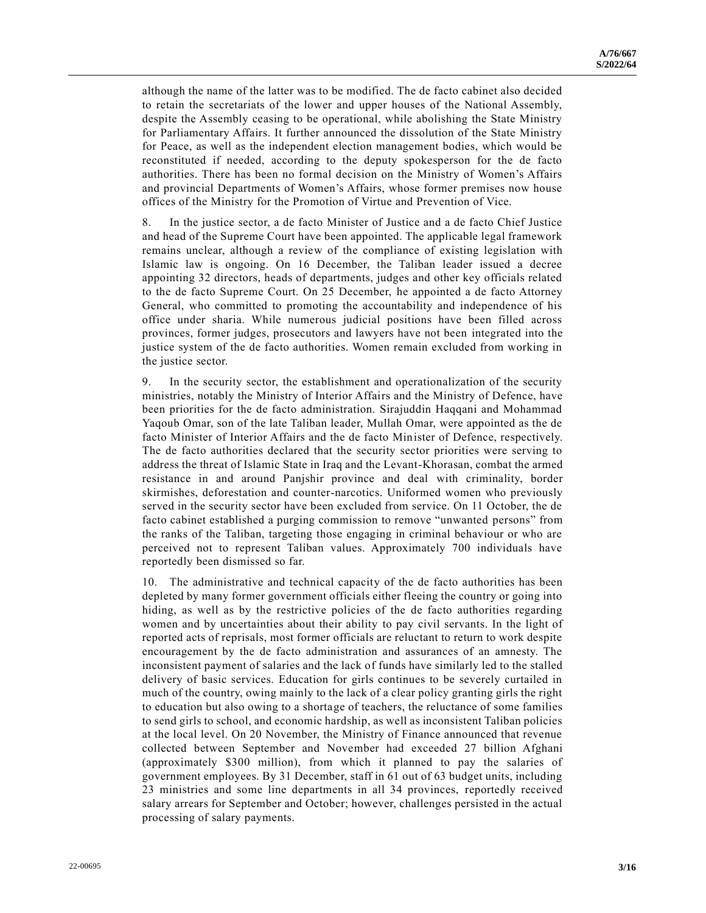although the name of the latter was to be modified. The de facto cabinet also decided to retain the secretariats of the lower and upper houses of the National Assembly, despite the Assembly ceasing to be operational, while abolishing the State Ministry for Parliamentary Affairs. It further announced the dissolution of the State Ministry for Peace, as well as the independent election management bodies, which would be reconstituted if needed, according to the deputy spokesperson for the de facto authorities. There has been no formal decision on the Ministry of Women's Affairs and provincial Departments of Women's Affairs, whose former premises now house offices of the Ministry for the Promotion of Virtue and Prevention of Vice.

8. In the justice sector, a de facto Minister of Justice and a de facto Chief Justice and head of the Supreme Court have been appointed. The applicable legal framework remains unclear, although a review of the compliance of existing legislation with Islamic law is ongoing. On 16 December, the Taliban leader issued a decree appointing 32 directors, heads of departments, judges and other key officials related to the de facto Supreme Court. On 25 December, he appointed a de facto Attorney General, who committed to promoting the accountability and independence of his office under sharia. While numerous judicial positions have been filled across provinces, former judges, prosecutors and lawyers have not been integrated into the justice system of the de facto authorities. Women remain excluded from working in the justice sector.

9. In the security sector, the establishment and operationalization of the security ministries, notably the Ministry of Interior Affairs and the Ministry of Defence, have been priorities for the de facto administration. Sirajuddin Haqqani and Mohammad Yaqoub Omar, son of the late Taliban leader, Mullah Omar, were appointed as the de facto Minister of Interior Affairs and the de facto Minister of Defence, respectively. The de facto authorities declared that the security sector priorities were serving to address the threat of Islamic State in Iraq and the Levant-Khorasan, combat the armed resistance in and around Panjshir province and deal with criminality, border skirmishes, deforestation and counter-narcotics. Uniformed women who previously served in the security sector have been excluded from service. On 11 October, the de facto cabinet established a purging commission to remove "unwanted persons" from the ranks of the Taliban, targeting those engaging in criminal behaviour or who are perceived not to represent Taliban values. Approximately 700 individuals have reportedly been dismissed so far.

10. The administrative and technical capacity of the de facto authorities has been depleted by many former government officials either fleeing the country or going into hiding, as well as by the restrictive policies of the de facto authorities regarding women and by uncertainties about their ability to pay civil servants. In the light of reported acts of reprisals, most former officials are reluctant to return to work despite encouragement by the de facto administration and assurances of an amnesty. The inconsistent payment of salaries and the lack of funds have similarly led to the stalled delivery of basic services. Education for girls continues to be severely curtailed in much of the country, owing mainly to the lack of a clear policy granting girls the right to education but also owing to a shortage of teachers, the reluctance of some families to send girls to school, and economic hardship, as well as inconsistent Taliban policies at the local level. On 20 November, the Ministry of Finance announced that revenue collected between September and November had exceeded 27 billion Afghani (approximately \$300 million), from which it planned to pay the salaries of government employees. By 31 December, staff in 61 out of 63 budget units, including 23 ministries and some line departments in all 34 provinces, reportedly received salary arrears for September and October; however, challenges persisted in the actual processing of salary payments.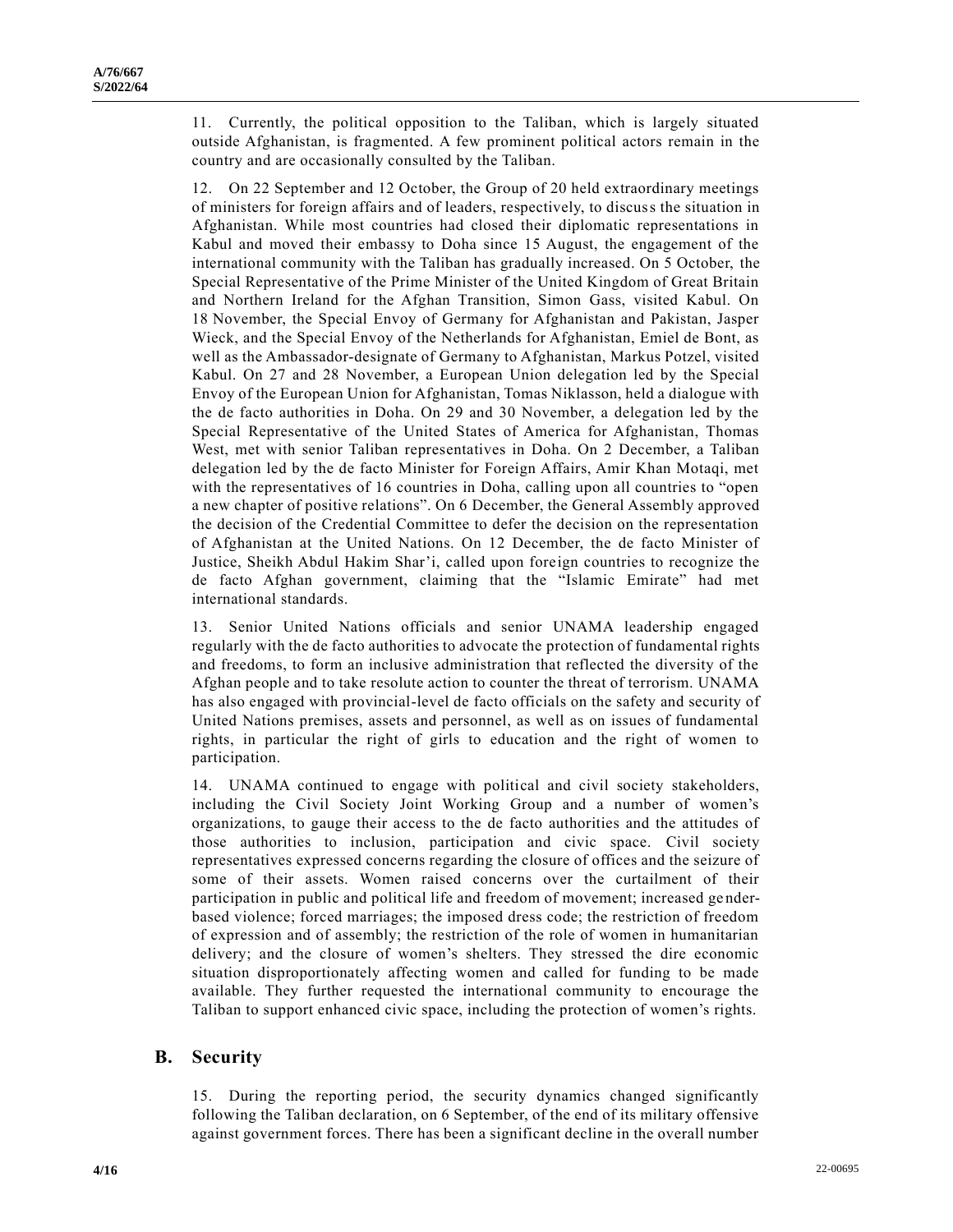11. Currently, the political opposition to the Taliban, which is largely situated outside Afghanistan, is fragmented. A few prominent political actors remain in the country and are occasionally consulted by the Taliban.

12. On 22 September and 12 October, the Group of 20 held extraordinary meetings of ministers for foreign affairs and of leaders, respectively, to discuss the situation in Afghanistan. While most countries had closed their diplomatic representations in Kabul and moved their embassy to Doha since 15 August, the engagement of the international community with the Taliban has gradually increased. On 5 October, the Special Representative of the Prime Minister of the United Kingdom of Great Britain and Northern Ireland for the Afghan Transition, Simon Gass, visited Kabul. On 18 November, the Special Envoy of Germany for Afghanistan and Pakistan, Jasper Wieck, and the Special Envoy of the Netherlands for Afghanistan, Emiel de Bont, as well as the Ambassador-designate of Germany to Afghanistan, Markus Potzel, visited Kabul. On 27 and 28 November, a European Union delegation led by the Special Envoy of the European Union for Afghanistan, Tomas Niklasson, held a dialogue with the de facto authorities in Doha. On 29 and 30 November, a delegation led by the Special Representative of the United States of America for Afghanistan, Thomas West, met with senior Taliban representatives in Doha. On 2 December, a Taliban delegation led by the de facto Minister for Foreign Affairs, Amir Khan Motaqi, met with the representatives of 16 countries in Doha, calling upon all countries to "open a new chapter of positive relations". On 6 December, the General Assembly approved the decision of the Credential Committee to defer the decision on the representation of Afghanistan at the United Nations. On 12 December, the de facto Minister of Justice, Sheikh Abdul Hakim Shar'i, called upon foreign countries to recognize the de facto Afghan government, claiming that the "Islamic Emirate" had met international standards.

13. Senior United Nations officials and senior UNAMA leadership engaged regularly with the de facto authorities to advocate the protection of fundamental rights and freedoms, to form an inclusive administration that reflected the diversity of the Afghan people and to take resolute action to counter the threat of terrorism. UNAMA has also engaged with provincial-level de facto officials on the safety and security of United Nations premises, assets and personnel, as well as on issues of fundamental rights, in particular the right of girls to education and the right of women to participation.

14. UNAMA continued to engage with political and civil society stakeholders, including the Civil Society Joint Working Group and a number of women's organizations, to gauge their access to the de facto authorities and the attitudes of those authorities to inclusion, participation and civic space. Civil society representatives expressed concerns regarding the closure of offices and the seizure of some of their assets. Women raised concerns over the curtailment of their participation in public and political life and freedom of movement; increased gender-based violence; forced marriages; the imposed dress code; the restriction of freedom of expression and of assembly; the restriction of the role of women in humanitarian delivery; and the closure of women's shelters. They stressed the dire economic situation disproportionately affecting women and called for funding to be made available. They further requested the international community to encourage the Taliban to support enhanced civic space, including the protection of women's rights.

## B. Security

15. During the reporting period, the security dynamics changed significantly following the Taliban declaration, on 6 September, of the end of its military offensive against government forces. There has been a significant decline in the overall number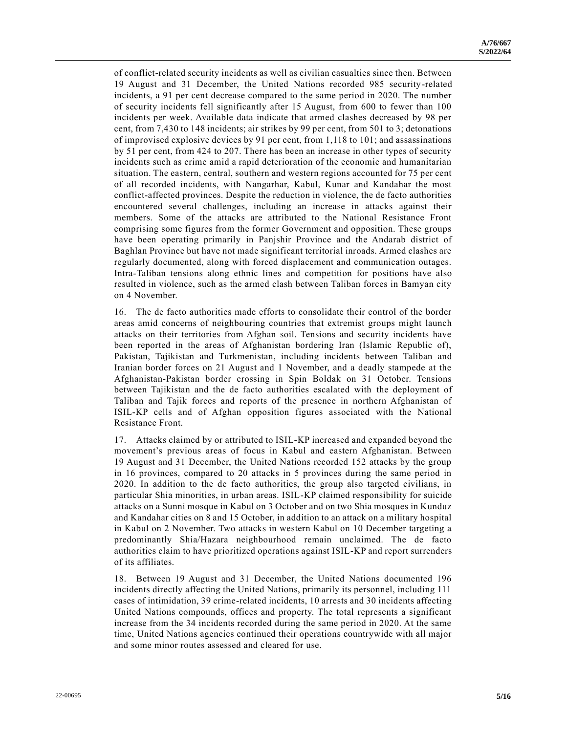of conflict-related security incidents as well as civilian casualties since then. Between 19 August and 31 December, the United Nations recorded 985 security-related incidents, a 91 per cent decrease compared to the same period in 2020. The number of security incidents fell significantly after 15 August, from 600 to fewer than 100 incidents per week. Available data indicate that armed clashes decreased by 98 per cent, from 7,430 to 148 incidents; air strikes by 99 per cent, from 501 to 3; detonations of improvised explosive devices by 91 per cent, from 1,118 to 101; and assassinations by 51 per cent, from 424 to 207. There has been an increase in other types of security incidents such as crime amid a rapid deterioration of the economic and humanitarian situation. The eastern, central, southern and western regions accounted for 75 per cent of all recorded incidents, with Nangarhar, Kabul, Kunar and Kandahar the most conflict-affected provinces. Despite the reduction in violence, the de facto authorities encountered several challenges, including an increase in attacks against their members. Some of the attacks are attributed to the National Resistance Front comprising some figures from the former Government and opposition. These groups have been operating primarily in Panjshir Province and the Andarab district of Baghlan Province but have not made significant territorial inroads. Armed clashes are regularly documented, along with forced displacement and communication outages. Intra-Taliban tensions along ethnic lines and competition for positions have also resulted in violence, such as the armed clash between Taliban forces in Bamyan city on 4 November.

16. The de facto authorities made efforts to consolidate their control of the border areas amid concerns of neighbouring countries that extremist groups might launch attacks on their territories from Afghan soil. Tensions and security incidents have been reported in the areas of Afghanistan bordering Iran (Islamic Republic of), Pakistan, Tajikistan and Turkmenistan, including incidents between Taliban and Iranian border forces on 21 August and 1 November, and a deadly stampede at the Afghanistan-Pakistan border crossing in Spin Boldak on 31 October. Tensions between Tajikistan and the de facto authorities escalated with the deployment of Taliban and Tajik forces and reports of the presence in northern Afghanistan of ISIL-KP cells and of Afghan opposition figures associated with the National Resistance Front.

17. Attacks claimed by or attributed to ISIL-KP increased and expanded beyond the movement's previous areas of focus in Kabul and eastern Afghanistan. Between 19 August and 31 December, the United Nations recorded 152 attacks by the group in 16 provinces, compared to 20 attacks in 5 provinces during the same period in 2020. In addition to the de facto authorities, the group also targeted civilians, in particular Shia minorities, in urban areas. ISIL-KP claimed responsibility for suicide attacks on a Sunni mosque in Kabul on 3 October and on two Shia mosques in Kunduz and Kandahar cities on 8 and 15 October, in addition to an attack on a military hospital in Kabul on 2 November. Two attacks in western Kabul on 10 December targeting a predominantly Shia/Hazara neighbourhood remain unclaimed. The de facto authorities claim to have prioritized operations against ISIL-KP and report surrenders of its affiliates.

18. Between 19 August and 31 December, the United Nations documented 196 incidents directly affecting the United Nations, primarily its personnel, including 111 cases of intimidation, 39 crime-related incidents, 10 arrests and 30 incidents affecting United Nations compounds, offices and property. The total represents a significant increase from the 34 incidents recorded during the same period in 2020. At the same time, United Nations agencies continued their operations countrywide with all major and some minor routes assessed and cleared for use.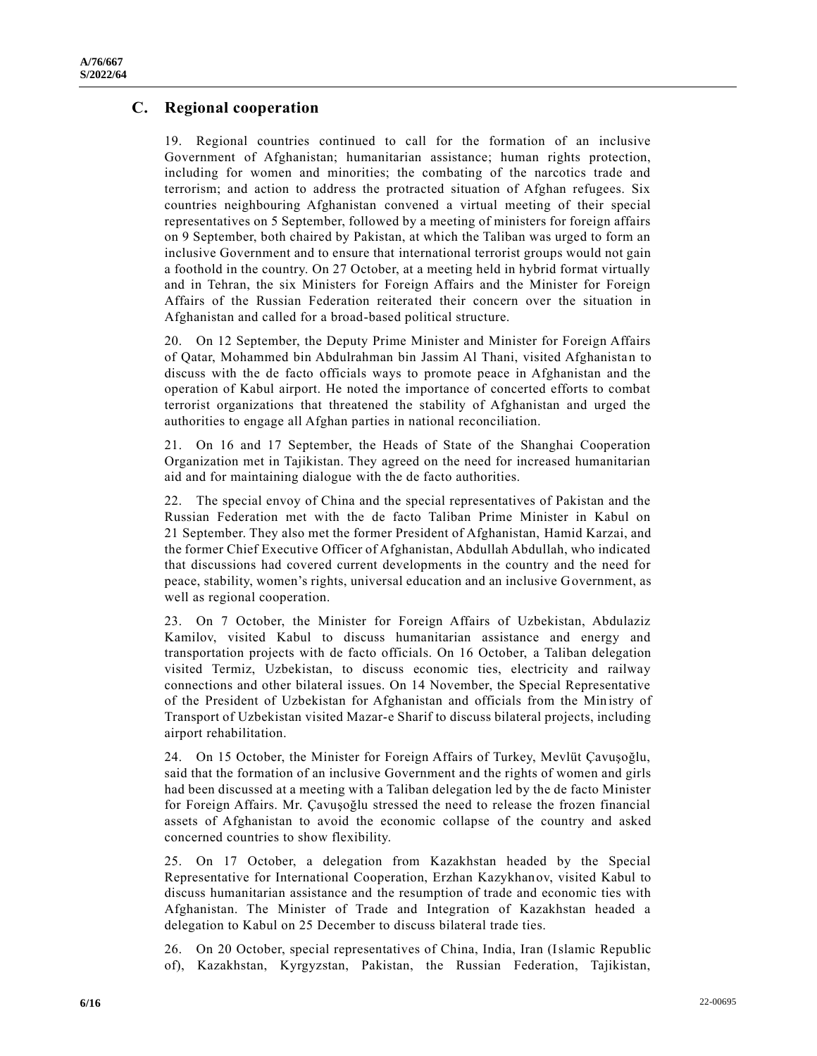## C. Regional cooperation

19. Regional countries continued to call for the formation of an inclusive Government of Afghanistan; humanitarian assistance; human rights protection, including for women and minorities; the combating of the narcotics trade and terrorism; and action to address the protracted situation of Afghan refugees. Six countries neighbouring Afghanistan convened a virtual meeting of their special representatives on 5 September, followed by a meeting of ministers for foreign affairs on 9 September, both chaired by Pakistan, at which the Taliban was urged to form an inclusive Government and to ensure that international terrorist groups would not gain a foothold in the country. On 27 October, at a meeting held in hybrid format virtually and in Tehran, the six Ministers for Foreign Affairs and the Minister for Foreign Affairs of the Russian Federation reiterated their concern over the situation in Afghanistan and called for a broad-based political structure.

20. On 12 September, the Deputy Prime Minister and Minister for Foreign Affairs of Qatar, Mohammed bin Abdulrahman bin Jassim Al Thani, visited Afghanistan to discuss with the de facto officials ways to promote peace in Afghanistan and the operation of Kabul airport. He noted the importance of concerted efforts to combat terrorist organizations that threatened the stability of Afghanistan and urged the authorities to engage all Afghan parties in national reconciliation.

21. On 16 and 17 September, the Heads of State of the Shanghai Cooperation Organization met in Tajikistan. They agreed on the need for increased humanitarian aid and for maintaining dialogue with the de facto authorities.

22. The special envoy of China and the special representatives of Pakistan and the Russian Federation met with the de facto Taliban Prime Minister in Kabul on 21 September. They also met the former President of Afghanistan, Hamid Karzai, and the former Chief Executive Officer of Afghanistan, Abdullah Abdullah, who indicated that discussions had covered current developments in the country and the need for peace, stability, women's rights, universal education and an inclusive Government, as well as regional cooperation.

23. On 7 October, the Minister for Foreign Affairs of Uzbekistan, Abdulaziz Kamilov, visited Kabul to discuss humanitarian assistance and energy and transportation projects with de facto officials. On 16 October, a Taliban delegation visited Termiz, Uzbekistan, to discuss economic ties, electricity and railway connections and other bilateral issues. On 14 November, the Special Representative of the President of Uzbekistan for Afghanistan and officials from the Ministry of Transport of Uzbekistan visited Mazar-e Sharif to discuss bilateral projects, including airport rehabilitation.

24. On 15 October, the Minister for Foreign Affairs of Turkey, Mevlüt Çavuşoğlu, said that the formation of an inclusive Government and the rights of women and girls had been discussed at a meeting with a Taliban delegation led by the de facto Minister for Foreign Affairs. Mr. Çavuşoğlu stressed the need to release the frozen financial assets of Afghanistan to avoid the economic collapse of the country and asked concerned countries to show flexibility.

25. On 17 October, a delegation from Kazakhstan headed by the Special Representative for International Cooperation, Erzhan Kazykhanov, visited Kabul to discuss humanitarian assistance and the resumption of trade and economic ties with Afghanistan. The Minister of Trade and Integration of Kazakhstan headed a delegation to Kabul on 25 December to discuss bilateral trade ties.

26. On 20 October, special representatives of China, India, Iran (Islamic Republic of), Kazakhstan, Kyrgyzstan, Pakistan, the Russian Federation, Tajikistan,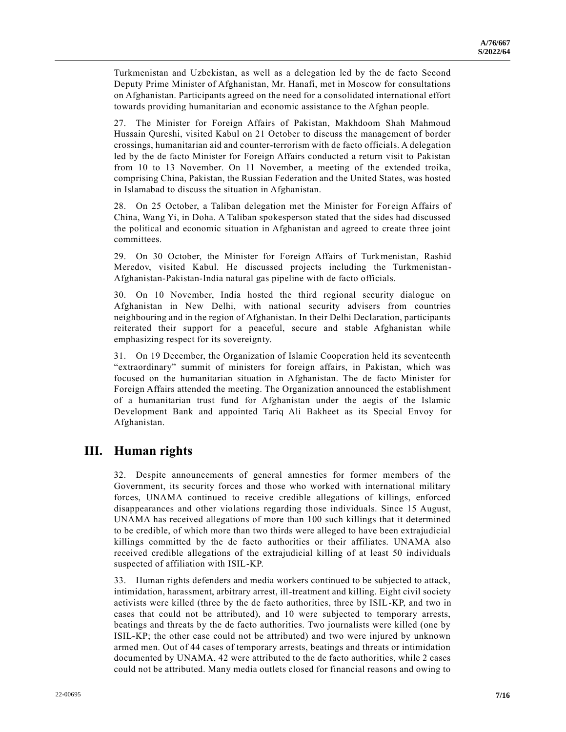Turkmenistan and Uzbekistan, as well as a delegation led by the de facto Second Deputy Prime Minister of Afghanistan, Mr. Hanafi, met in Moscow for consultations on Afghanistan. Participants agreed on the need for a consolidated international effort towards providing humanitarian and economic assistance to the Afghan people.

27. The Minister for Foreign Affairs of Pakistan, Makhdoom Shah Mahmoud Hussain Qureshi, visited Kabul on 21 October to discuss the management of border crossings, humanitarian aid and counter-terrorism with de facto officials. A delegation led by the de facto Minister for Foreign Affairs conducted a return visit to Pakistan from 10 to 13 November. On 11 November, a meeting of the extended troika, comprising China, Pakistan, the Russian Federation and the United States, was hosted in Islamabad to discuss the situation in Afghanistan.

28. On 25 October, a Taliban delegation met the Minister for Foreign Affairs of China, Wang Yi, in Doha. A Taliban spokesperson stated that the sides had discussed the political and economic situation in Afghanistan and agreed to create three joint committees.

29. On 30 October, the Minister for Foreign Affairs of Turkmenistan, Rashid Meredov, visited Kabul. He discussed projects including the Turkmenistan-Afghanistan-Pakistan-India natural gas pipeline with de facto officials.

30. On 10 November, India hosted the third regional security dialogue on Afghanistan in New Delhi, with national security advisers from countries neighbouring and in the region of Afghanistan. In their Delhi Declaration, participants reiterated their support for a peaceful, secure and stable Afghanistan while emphasizing respect for its sovereignty.

31. On 19 December, the Organization of Islamic Cooperation held its seventeenth "extraordinary" summit of ministers for foreign affairs, in Pakistan, which was focused on the humanitarian situation in Afghanistan. The de facto Minister for Foreign Affairs attended the meeting. The Organization announced the establishment of a humanitarian trust fund for Afghanistan under the aegis of the Islamic Development Bank and appointed Tariq Ali Bakheet as its Special Envoy for Afghanistan.

## III. Human rights

32. Despite announcements of general amnesties for former members of the Government, its security forces and those who worked with international military forces, UNAMA continued to receive credible allegations of killings, enforced disappearances and other violations regarding those individuals. Since 15 August, UNAMA has received allegations of more than 100 such killings that it determined to be credible, of which more than two thirds were alleged to have been extrajudicial killings committed by the de facto authorities or their affiliates. UNAMA also received credible allegations of the extrajudicial killing of at least 50 individuals suspected of affiliation with ISIL-KP.

33. Human rights defenders and media workers continued to be subjected to attack, intimidation, harassment, arbitrary arrest, ill-treatment and killing. Eight civil society activists were killed (three by the de facto authorities, three by ISIL-KP, and two in cases that could not be attributed), and 10 were subjected to temporary arrests, beatings and threats by the de facto authorities. Two journalists were killed (one by ISIL-KP; the other case could not be attributed) and two were injured by unknown armed men. Out of 44 cases of temporary arrests, beatings and threats or intimidation documented by UNAMA, 42 were attributed to the de facto authorities, while 2 cases could not be attributed. Many media outlets closed for financial reasons and owing to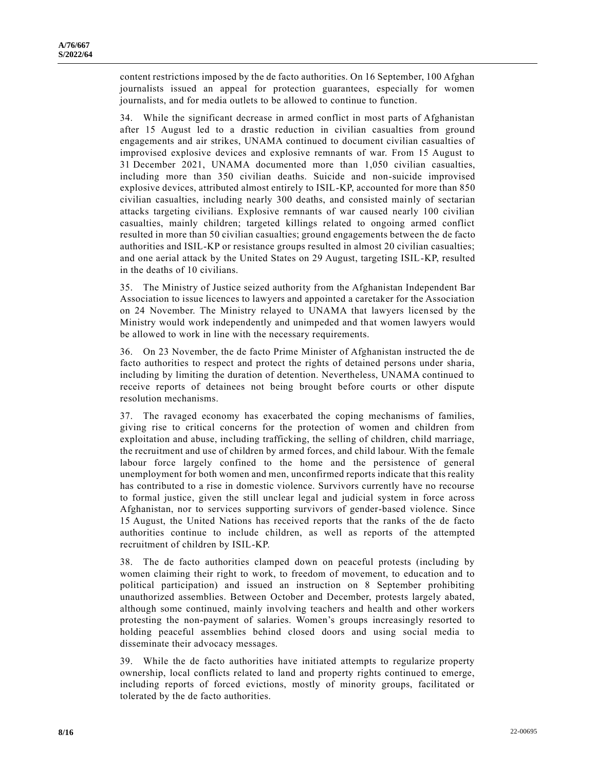content restrictions imposed by the de facto authorities. On 16 September, 100 Afghan journalists issued an appeal for protection guarantees, especially for women journalists, and for media outlets to be allowed to continue to function.

34. While the significant decrease in armed conflict in most parts of Afghanistan after 15 August led to a drastic reduction in civilian casualties from ground engagements and air strikes, UNAMA continued to document civilian casualties of improvised explosive devices and explosive remnants of war. From 15 August to 31 December 2021, UNAMA documented more than 1,050 civilian casualties, including more than 350 civilian deaths. Suicide and non-suicide improvised explosive devices, attributed almost entirely to ISIL-KP, accounted for more than 850 civilian casualties, including nearly 300 deaths, and consisted mainly of sectarian attacks targeting civilians. Explosive remnants of war caused nearly 100 civilian casualties, mainly children; targeted killings related to ongoing armed conflict resulted in more than 50 civilian casualties; ground engagements between the de facto authorities and ISIL-KP or resistance groups resulted in almost 20 civilian casualties; and one aerial attack by the United States on 29 August, targeting ISIL-KP, resulted in the deaths of 10 civilians.

35. The Ministry of Justice seized authority from the Afghanistan Independent Bar Association to issue licences to lawyers and appointed a caretaker for the Association on 24 November. The Ministry relayed to UNAMA that lawyers licensed by the Ministry would work independently and unimpeded and that women lawyers would be allowed to work in line with the necessary requirements.

36. On 23 November, the de facto Prime Minister of Afghanistan instructed the de facto authorities to respect and protect the rights of detained persons under sharia, including by limiting the duration of detention. Nevertheless, UNAMA continued to receive reports of detainees not being brought before courts or other dispute resolution mechanisms.

37. The ravaged economy has exacerbated the coping mechanisms of families, giving rise to critical concerns for the protection of women and children from exploitation and abuse, including trafficking, the selling of children, child marriage, the recruitment and use of children by armed forces, and child labour. With the female labour force largely confined to the home and the persistence of general unemployment for both women and men, unconfirmed reports indicate that this reality has contributed to a rise in domestic violence. Survivors currently have no recourse to formal justice, given the still unclear legal and judicial system in force across Afghanistan, nor to services supporting survivors of gender-based violence. Since 15 August, the United Nations has received reports that the ranks of the de facto authorities continue to include children, as well as reports of the attempted recruitment of children by ISIL-KP.

38. The de facto authorities clamped down on peaceful protests (including by women claiming their right to work, to freedom of movement, to education and to political participation) and issued an instruction on 8 September prohibiting unauthorized assemblies. Between October and December, protests largely abated, although some continued, mainly involving teachers and health and other workers protesting the non-payment of salaries. Women's groups increasingly resorted to holding peaceful assemblies behind closed doors and using social media to disseminate their advocacy messages.

39. While the de facto authorities have initiated attempts to regularize property ownership, local conflicts related to land and property rights continued to emerge, including reports of forced evictions, mostly of minority groups, facilitated or tolerated by the de facto authorities.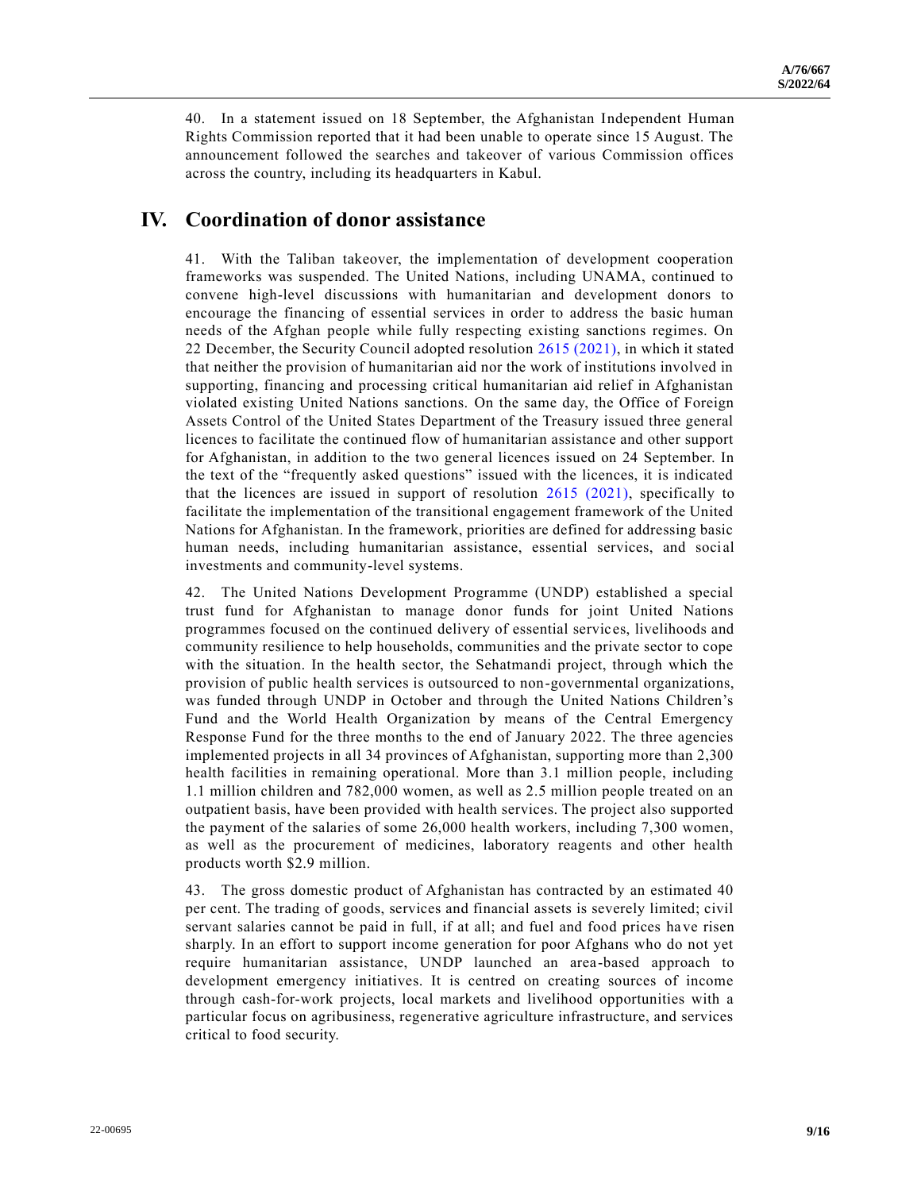40. In a statement issued on 18 September, the Afghanistan Independent Human Rights Commission reported that it had been unable to operate since 15 August. The announcement followed the searches and takeover of various Commission offices across the country, including its headquarters in Kabul.

## IV. Coordination of donor assistance

41. With the Taliban takeover, the implementation of development cooperation frameworks was suspended. The United Nations, including UNAMA, continued to convene high-level discussions with humanitarian and development donors to encourage the financing of essential services in order to address the basic human needs of the Afghan people while fully respecting existing sanctions regimes. On 22 December, the Security Council adopted resolution 2615 (2021), in which it stated that neither the provision of humanitarian aid nor the work of institutions involved in supporting, financing and processing critical humanitarian aid relief in Afghanistan violated existing United Nations sanctions. On the same day, the Office of Foreign Assets Control of the United States Department of the Treasury issued three general licences to facilitate the continued flow of humanitarian assistance and other support for Afghanistan, in addition to the two general licences issued on 24 September. In the text of the "frequently asked questions" issued with the licences, it is indicated that the licences are issued in support of resolution 2615 (2021), specifically to facilitate the implementation of the transitional engagement framework of the United Nations for Afghanistan. In the framework, priorities are defined for addressing basic human needs, including humanitarian assistance, essential services, and social investments and community-level systems.

42. The United Nations Development Programme (UNDP) established a special trust fund for Afghanistan to manage donor funds for joint United Nations programmes focused on the continued delivery of essential services, livelihoods and community resilience to help households, communities and the private sector to cope with the situation. In the health sector, the Sehatmandi project, through which the provision of public health services is outsourced to non-governmental organizations, was funded through UNDP in October and through the United Nations Children's Fund and the World Health Organization by means of the Central Emergency Response Fund for the three months to the end of January 2022. The three agencies implemented projects in all 34 provinces of Afghanistan, supporting more than 2,300 health facilities in remaining operational. More than 3.1 million people, including 1.1 million children and 782,000 women, as well as 2.5 million people treated on an outpatient basis, have been provided with health services. The project also supported the payment of the salaries of some 26,000 health workers, including 7,300 women, as well as the procurement of medicines, laboratory reagents and other health products worth $2.9 million.

43. The gross domestic product of Afghanistan has contracted by an estimated 40 per cent. The trading of goods, services and financial assets is severely limited; civil servant salaries cannot be paid in full, if at all; and fuel and food prices have risen sharply. In an effort to support income generation for poor Afghans who do not yet require humanitarian assistance, UNDP launched an area-based approach to development emergency initiatives. It is centred on creating sources of income through cash-for-work projects, local markets and livelihood opportunities with a particular focus on agribusiness, regenerative agriculture infrastructure, and services critical to food security.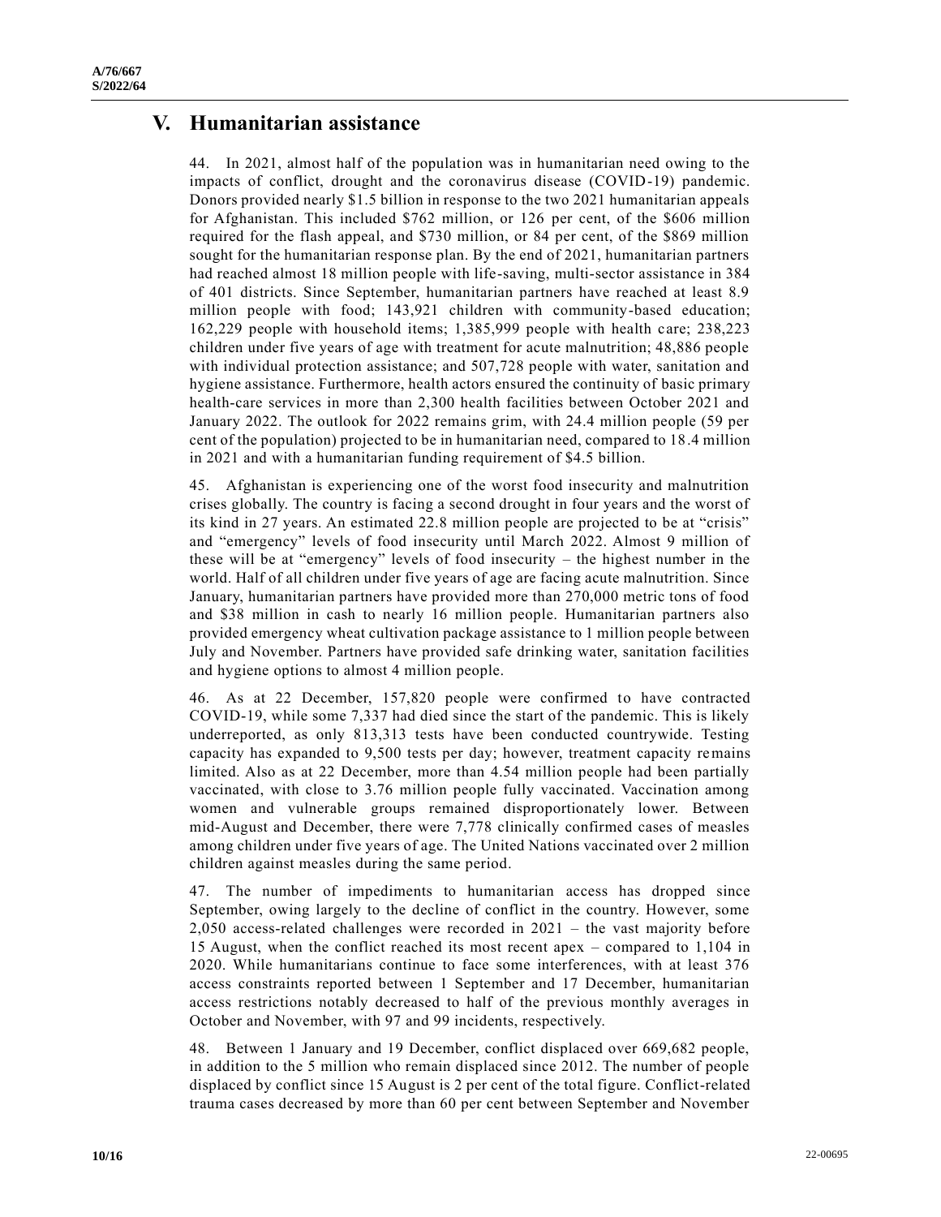# V. Humanitarian assistance

44. In 2021, almost half of the population was in humanitarian need owing to the impacts of conflict, drought and the coronavirus disease (COVID-19) pandemic. Donors provided nearly $1.5 billion in response to the two 2021 humanitarian appeals for Afghanistan. This included $762 million, or 126 per cent, of the $606 million required for the flash appeal, and $730 million, or 84 per cent, of the $869 million sought for the humanitarian response plan. By the end of 2021, humanitarian partners had reached almost 18 million people with life-saving, multi-sector assistance in 384 of 401 districts. Since September, humanitarian partners have reached at least 8.9 million people with food; 143,921 children with community-based education; 162,229 people with household items; 1,385,999 people with health care; 238,223 children under five years of age with treatment for acute malnutrition; 48,886 people with individual protection assistance; and 507,728 people with water, sanitation and hygiene assistance. Furthermore, health actors ensured the continuity of basic primary health-care services in more than 2,300 health facilities between October 2021 and January 2022. The outlook for 2022 remains grim, with 24.4 million people (59 per cent of the population) projected to be in humanitarian need, compared to 18.4 million in 2021 and with a humanitarian funding requirement of $4.5 billion.

45. Afghanistan is experiencing one of the worst food insecurity and malnutrition crises globally. The country is facing a second drought in four years and the worst of its kind in 27 years. An estimated 22.8 million people are projected to be at "crisis" and "emergency" levels of food insecurity until March 2022. Almost 9 million of these will be at "emergency" levels of food insecurity – the highest number in the world. Half of all children under five years of age are facing acute malnutrition. Since January, humanitarian partners have provided more than 270,000 metric tons of food and $38 million in cash to nearly 16 million people. Humanitarian partners also provided emergency wheat cultivation package assistance to 1 million people between July and November. Partners have provided safe drinking water, sanitation facilities and hygiene options to almost 4 million people.

46. As at 22 December, 157,820 people were confirmed to have contracted COVID-19, while some 7,337 had died since the start of the pandemic. This is likely underreported, as only 813,313 tests have been conducted countrywide. Testing capacity has expanded to 9,500 tests per day; however, treatment capacity remains limited. Also as at 22 December, more than 4.54 million people had been partially vaccinated, with close to 3.76 million people fully vaccinated. Vaccination among women and vulnerable groups remained disproportionately lower. Between mid-August and December, there were 7,778 clinically confirmed cases of measles among children under five years of age. The United Nations vaccinated over 2 million children against measles during the same period.

47. The number of impediments to humanitarian access has dropped since September, owing largely to the decline of conflict in the country. However, some 2,050 access-related challenges were recorded in 2021 – the vast majority before 15 August, when the conflict reached its most recent apex – compared to 1,104 in 2020. While humanitarians continue to face some interferences, with at least 376 access constraints reported between 1 September and 17 December, humanitarian access restrictions notably decreased to half of the previous monthly averages in October and November, with 97 and 99 incidents, respectively.

48. Between 1 January and 19 December, conflict displaced over 669,682 people, in addition to the 5 million who remain displaced since 2012. The number of people displaced by conflict since 15 August is 2 per cent of the total figure. Conflict-related trauma cases decreased by more than 60 per cent between September and November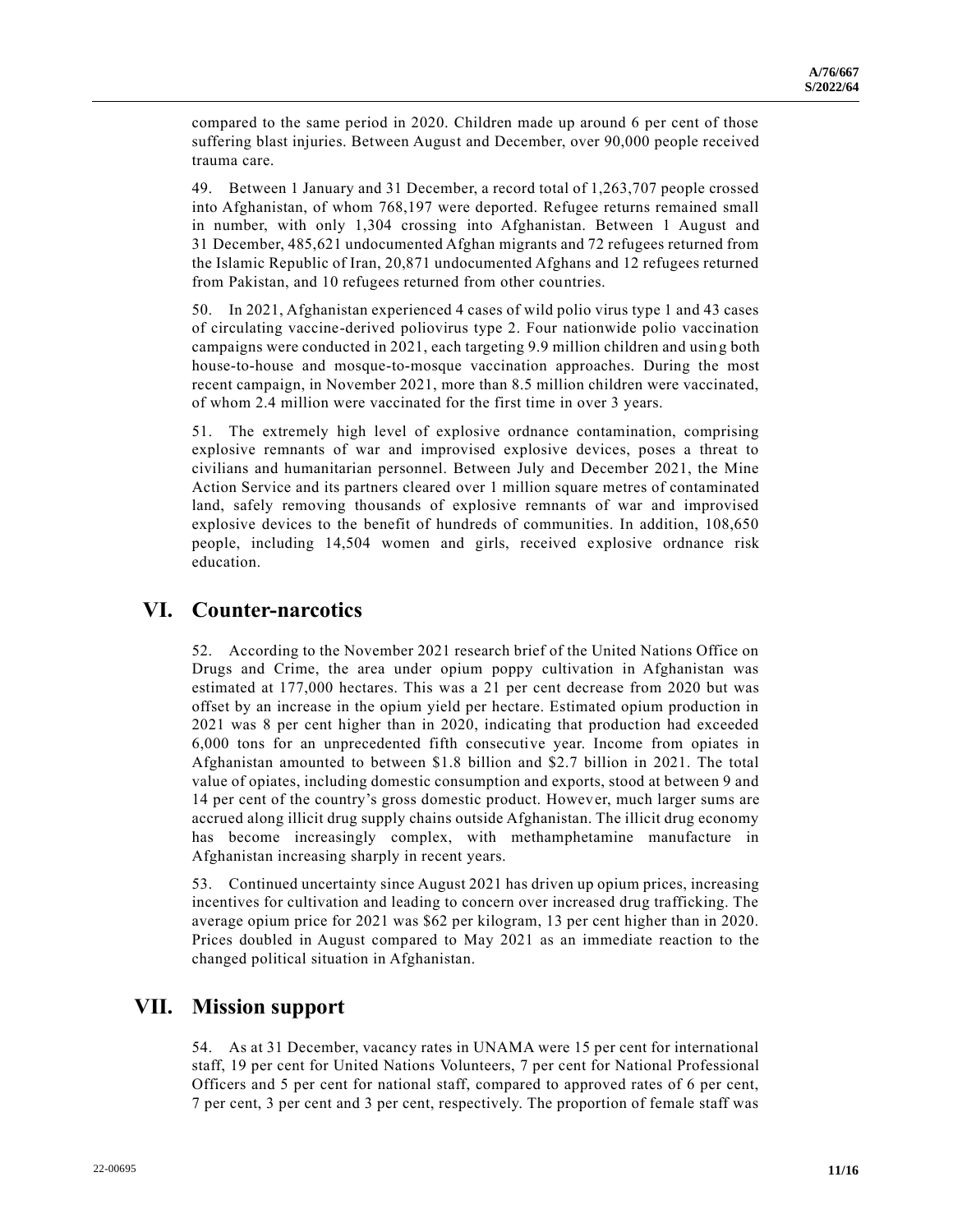compared to the same period in 2020. Children made up around 6 per cent of those suffering blast injuries. Between August and December, over 90,000 people received trauma care.

49. Between 1 January and 31 December, a record total of 1,263,707 people crossed into Afghanistan, of whom 768,197 were deported. Refugee returns remained small in number, with only 1,304 crossing into Afghanistan. Between 1 August and 31 December, 485,621 undocumented Afghan migrants and 72 refugees returned from the Islamic Republic of Iran, 20,871 undocumented Afghans and 12 refugees returned from Pakistan, and 10 refugees returned from other countries.

50. In 2021, Afghanistan experienced 4 cases of wild polio virus type 1 and 43 cases of circulating vaccine-derived poliovirus type 2. Four nationwide polio vaccination campaigns were conducted in 2021, each targeting 9.9 million children and using both house-to-house and mosque-to-mosque vaccination approaches. During the most recent campaign, in November 2021, more than 8.5 million children were vaccinated, of whom 2.4 million were vaccinated for the first time in over 3 years.

51. The extremely high level of explosive ordnance contamination, comprising explosive remnants of war and improvised explosive devices, poses a threat to civilians and humanitarian personnel. Between July and December 2021, the Mine Action Service and its partners cleared over 1 million square metres of contaminated land, safely removing thousands of explosive remnants of war and improvised explosive devices to the benefit of hundreds of communities. In addition, 108,650 people, including 14,504 women and girls, received explosive ordnance risk education.

## VI. Counter-narcotics

52. According to the November 2021 research brief of the United Nations Office on Drugs and Crime, the area under opium poppy cultivation in Afghanistan was estimated at 177,000 hectares. This was a 21 per cent decrease from 2020 but was offset by an increase in the opium yield per hectare. Estimated opium production in 2021 was 8 per cent higher than in 2020, indicating that production had exceeded 6,000 tons for an unprecedented fifth consecutive year. Income from opiates in Afghanistan amounted to between $1.8 billion and $2.7 billion in 2021. The total value of opiates, including domestic consumption and exports, stood at between 9 and 14 per cent of the country's gross domestic product. However, much larger sums are accrued along illicit drug supply chains outside Afghanistan. The illicit drug economy has become increasingly complex, with methamphetamine manufacture in Afghanistan increasing sharply in recent years.

53. Continued uncertainty since August 2021 has driven up opium prices, increasing incentives for cultivation and leading to concern over increased drug trafficking. The average opium price for 2021 was $62 per kilogram, 13 per cent higher than in 2020. Prices doubled in August compared to May 2021 as an immediate reaction to the changed political situation in Afghanistan.

## VII. Mission support

54. As at 31 December, vacancy rates in UNAMA were 15 per cent for international staff, 19 per cent for United Nations Volunteers, 7 per cent for National Professional Officers and 5 per cent for national staff, compared to approved rates of 6 per cent, 7 per cent, 3 per cent and 3 per cent, respectively. The proportion of female staff was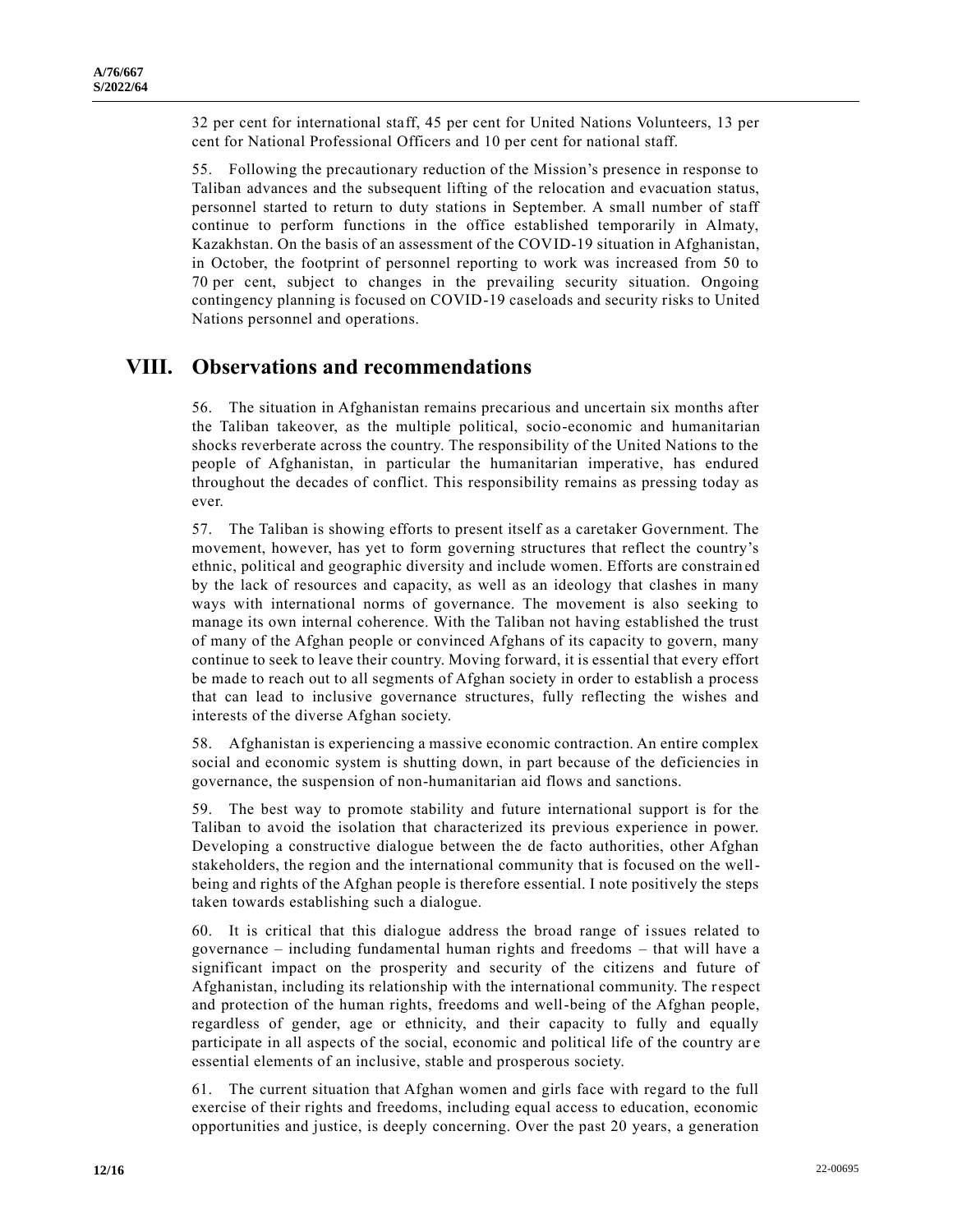32 per cent for international staff, 45 per cent for United Nations Volunteers, 13 per cent for National Professional Officers and 10 per cent for national staff.

55. Following the precautionary reduction of the Mission's presence in response to Taliban advances and the subsequent lifting of the relocation and evacuation status, personnel started to return to duty stations in September. A small number of staff continue to perform functions in the office established temporarily in Almaty, Kazakhstan. On the basis of an assessment of the COVID-19 situation in Afghanistan, in October, the footprint of personnel reporting to work was increased from 50 to 70 per cent, subject to changes in the prevailing security situation. Ongoing contingency planning is focused on COVID-19 caseloads and security risks to United Nations personnel and operations.

## VIII. Observations and recommendations

56. The situation in Afghanistan remains precarious and uncertain six months after the Taliban takeover, as the multiple political, socio-economic and humanitarian shocks reverberate across the country. The responsibility of the United Nations to the people of Afghanistan, in particular the humanitarian imperative, has endured throughout the decades of conflict. This responsibility remains as pressing today as ever.

57. The Taliban is showing efforts to present itself as a caretaker Government. The movement, however, has yet to form governing structures that reflect the country's ethnic, political and geographic diversity and include women. Efforts are constrained by the lack of resources and capacity, as well as an ideology that clashes in many ways with international norms of governance. The movement is also seeking to manage its own internal coherence. With the Taliban not having established the trust of many of the Afghan people or convinced Afghans of its capacity to govern, many continue to seek to leave their country. Moving forward, it is essential that every effort be made to reach out to all segments of Afghan society in order to establish a process that can lead to inclusive governance structures, fully reflecting the wishes and interests of the diverse Afghan society.

58. Afghanistan is experiencing a massive economic contraction. An entire complex social and economic system is shutting down, in part because of the deficiencies in governance, the suspension of non-humanitarian aid flows and sanctions.

59. The best way to promote stability and future international support is for the Taliban to avoid the isolation that characterized its previous experience in power. Developing a constructive dialogue between the de facto authorities, other Afghan stakeholders, the region and the international community that is focused on the well-being and rights of the Afghan people is therefore essential. I note positively the steps taken towards establishing such a dialogue.

60. It is critical that this dialogue address the broad range of issues related to governance – including fundamental human rights and freedoms – that will have a significant impact on the prosperity and security of the citizens and future of Afghanistan, including its relationship with the international community. The respect and protection of the human rights, freedoms and well-being of the Afghan people, regardless of gender, age or ethnicity, and their capacity to fully and equally participate in all aspects of the social, economic and political life of the country are essential elements of an inclusive, stable and prosperous society.

61. The current situation that Afghan women and girls face with regard to the full exercise of their rights and freedoms, including equal access to education, economic opportunities and justice, is deeply concerning. Over the past 20 years, a generation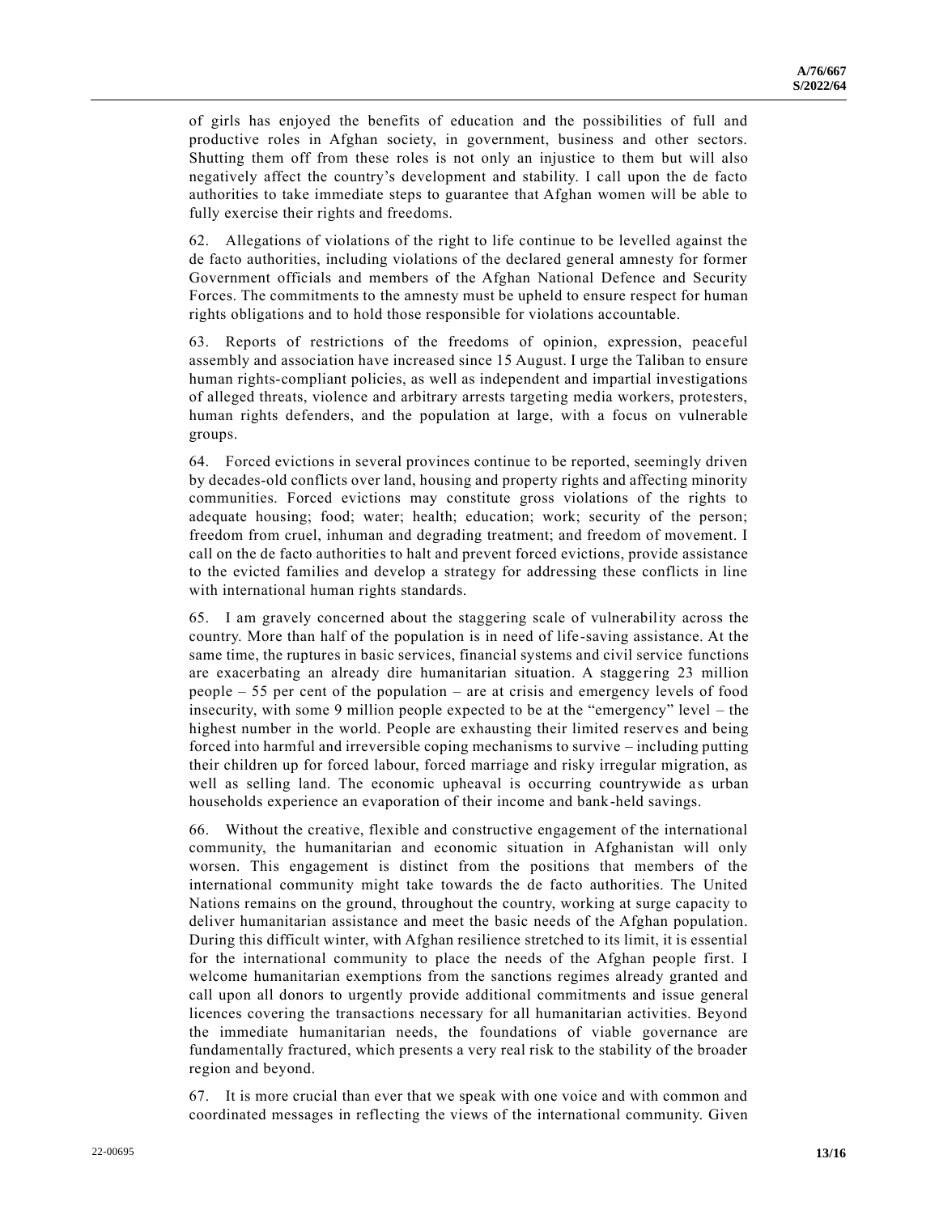of girls has enjoyed the benefits of education and the possibilities of full and productive roles in Afghan society, in government, business and other sectors. Shutting them off from these roles is not only an injustice to them but will also negatively affect the country's development and stability. I call upon the de facto authorities to take immediate steps to guarantee that Afghan women will be able to fully exercise their rights and freedoms.

62. Allegations of violations of the right to life continue to be levelled against the de facto authorities, including violations of the declared general amnesty for former Government officials and members of the Afghan National Defence and Security Forces. The commitments to the amnesty must be upheld to ensure respect for human rights obligations and to hold those responsible for violations accountable.

63. Reports of restrictions of the freedoms of opinion, expression, peaceful assembly and association have increased since 15 August. I urge the Taliban to ensure human rights-compliant policies, as well as independent and impartial investigations of alleged threats, violence and arbitrary arrests targeting media workers, protesters, human rights defenders, and the population at large, with a focus on vulnerable groups.

64. Forced evictions in several provinces continue to be reported, seemingly driven by decades-old conflicts over land, housing and property rights and affecting minority communities. Forced evictions may constitute gross violations of the rights to adequate housing; food; water; health; education; work; security of the person; freedom from cruel, inhuman and degrading treatment; and freedom of movement. I call on the de facto authorities to halt and prevent forced evictions, provide assistance to the evicted families and develop a strategy for addressing these conflicts in line with international human rights standards.

65. I am gravely concerned about the staggering scale of vulnerability across the country. More than half of the population is in need of life-saving assistance. At the same time, the ruptures in basic services, financial systems and civil service functions are exacerbating an already dire humanitarian situation. A staggering 23 million people – 55 per cent of the population – are at crisis and emergency levels of food insecurity, with some 9 million people expected to be at the "emergency" level – the highest number in the world. People are exhausting their limited reserves and being forced into harmful and irreversible coping mechanisms to survive – including putting their children up for forced labour, forced marriage and risky irregular migration, as well as selling land. The economic upheaval is occurring countrywide as urban households experience an evaporation of their income and bank-held savings.

66. Without the creative, flexible and constructive engagement of the international community, the humanitarian and economic situation in Afghanistan will only worsen. This engagement is distinct from the positions that members of the international community might take towards the de facto authorities. The United Nations remains on the ground, throughout the country, working at surge capacity to deliver humanitarian assistance and meet the basic needs of the Afghan population. During this difficult winter, with Afghan resilience stretched to its limit, it is essential for the international community to place the needs of the Afghan people first. I welcome humanitarian exemptions from the sanctions regimes already granted and call upon all donors to urgently provide additional commitments and issue general licences covering the transactions necessary for all humanitarian activities. Beyond the immediate humanitarian needs, the foundations of viable governance are fundamentally fractured, which presents a very real risk to the stability of the broader region and beyond.

67. It is more crucial than ever that we speak with one voice and with common and coordinated messages in reflecting the views of the international community. Given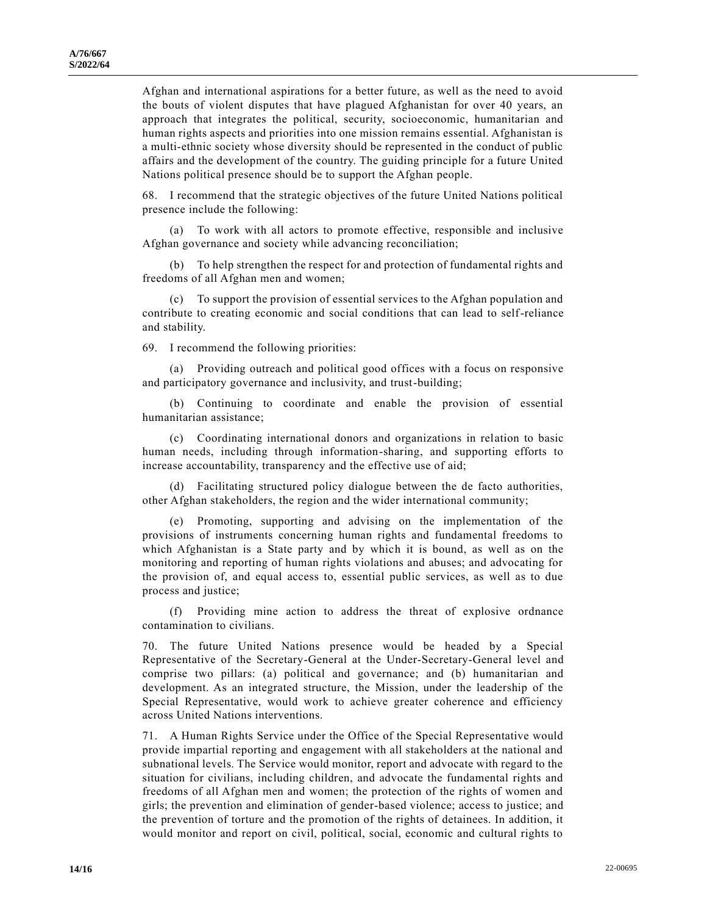Afghan and international aspirations for a better future, as well as the need to avoid the bouts of violent disputes that have plagued Afghanistan for over 40 years, an approach that integrates the political, security, socioeconomic, humanitarian and human rights aspects and priorities into one mission remains essential. Afghanistan is a multi-ethnic society whose diversity should be represented in the conduct of public affairs and the development of the country. The guiding principle for a future United Nations political presence should be to support the Afghan people.

68. I recommend that the strategic objectives of the future United Nations political presence include the following:

(a) To work with all actors to promote effective, responsible and inclusive Afghan governance and society while advancing reconciliation;

(b) To help strengthen the respect for and protection of fundamental rights and freedoms of all Afghan men and women;

(c) To support the provision of essential services to the Afghan population and contribute to creating economic and social conditions that can lead to self-reliance and stability.

69. I recommend the following priorities:

(a) Providing outreach and political good offices with a focus on responsive and participatory governance and inclusivity, and trust-building;

(b) Continuing to coordinate and enable the provision of essential humanitarian assistance;

(c) Coordinating international donors and organizations in relation to basic human needs, including through information-sharing, and supporting efforts to increase accountability, transparency and the effective use of aid;

(d) Facilitating structured policy dialogue between the de facto authorities, other Afghan stakeholders, the region and the wider international community;

(e) Promoting, supporting and advising on the implementation of the provisions of instruments concerning human rights and fundamental freedoms to which Afghanistan is a State party and by which it is bound, as well as on the monitoring and reporting of human rights violations and abuses; and advocating for the provision of, and equal access to, essential public services, as well as to due process and justice;

(f) Providing mine action to address the threat of explosive ordnance contamination to civilians.

70. The future United Nations presence would be headed by a Special Representative of the Secretary-General at the Under-Secretary-General level and comprise two pillars: (a) political and governance; and (b) humanitarian and development. As an integrated structure, the Mission, under the leadership of the Special Representative, would work to achieve greater coherence and efficiency across United Nations interventions.

71. A Human Rights Service under the Office of the Special Representative would provide impartial reporting and engagement with all stakeholders at the national and subnational levels. The Service would monitor, report and advocate with regard to the situation for civilians, including children, and advocate the fundamental rights and freedoms of all Afghan men and women; the protection of the rights of women and girls; the prevention and elimination of gender-based violence; access to justice; and the prevention of torture and the promotion of the rights of detainees. In addition, it would monitor and report on civil, political, social, economic and cultural rights to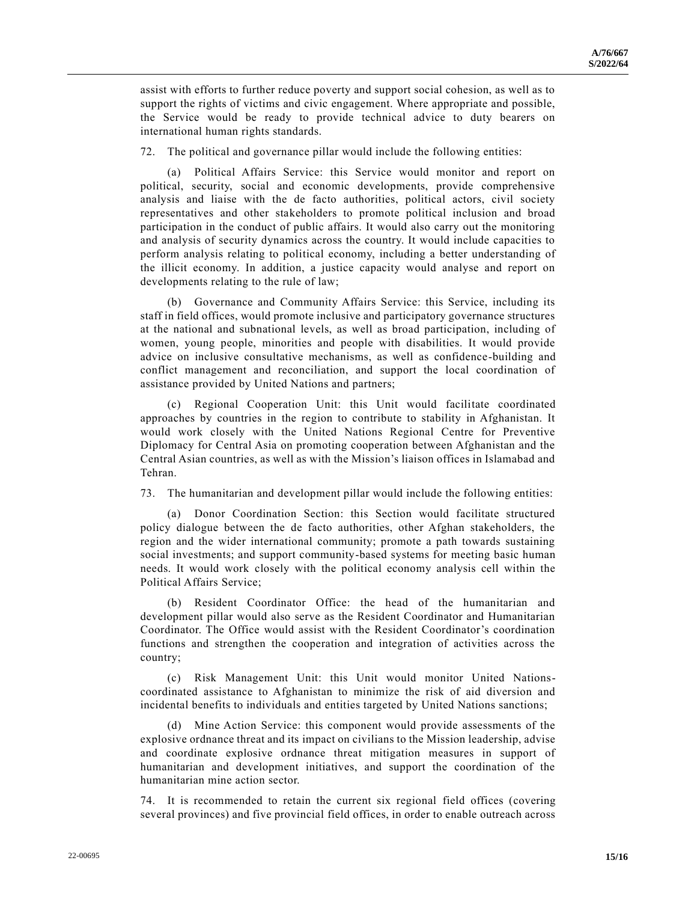assist with efforts to further reduce poverty and support social cohesion, as well as to support the rights of victims and civic engagement. Where appropriate and possible, the Service would be ready to provide technical advice to duty bearers on international human rights standards.

72. The political and governance pillar would include the following entities:

(a) Political Affairs Service: this Service would monitor and report on political, security, social and economic developments, provide comprehensive analysis and liaise with the de facto authorities, political actors, civil society representatives and other stakeholders to promote political inclusion and broad participation in the conduct of public affairs. It would also carry out the monitoring and analysis of security dynamics across the country. It would include capacities to perform analysis relating to political economy, including a better understanding of the illicit economy. In addition, a justice capacity would analyse and report on developments relating to the rule of law;

(b) Governance and Community Affairs Service: this Service, including its staff in field offices, would promote inclusive and participatory governance structures at the national and subnational levels, as well as broad participation, including of women, young people, minorities and people with disabilities. It would provide advice on inclusive consultative mechanisms, as well as confidence-building and conflict management and reconciliation, and support the local coordination of assistance provided by United Nations and partners;

(c) Regional Cooperation Unit: this Unit would facilitate coordinated approaches by countries in the region to contribute to stability in Afghanistan. It would work closely with the United Nations Regional Centre for Preventive Diplomacy for Central Asia on promoting cooperation between Afghanistan and the Central Asian countries, as well as with the Mission's liaison offices in Islamabad and Tehran.

73. The humanitarian and development pillar would include the following entities:

(a) Donor Coordination Section: this Section would facilitate structured policy dialogue between the de facto authorities, other Afghan stakeholders, the region and the wider international community; promote a path towards sustaining social investments; and support community-based systems for meeting basic human needs. It would work closely with the political economy analysis cell within the Political Affairs Service;

(b) Resident Coordinator Office: the head of the humanitarian and development pillar would also serve as the Resident Coordinator and Humanitarian Coordinator. The Office would assist with the Resident Coordinator's coordination functions and strengthen the cooperation and integration of activities across the country;

(c) Risk Management Unit: this Unit would monitor United Nations-coordinated assistance to Afghanistan to minimize the risk of aid diversion and incidental benefits to individuals and entities targeted by United Nations sanctions;

(d) Mine Action Service: this component would provide assessments of the explosive ordnance threat and its impact on civilians to the Mission leadership, advise and coordinate explosive ordnance threat mitigation measures in support of humanitarian and development initiatives, and support the coordination of the humanitarian mine action sector.

74. It is recommended to retain the current six regional field offices (covering several provinces) and five provincial field offices, in order to enable outreach across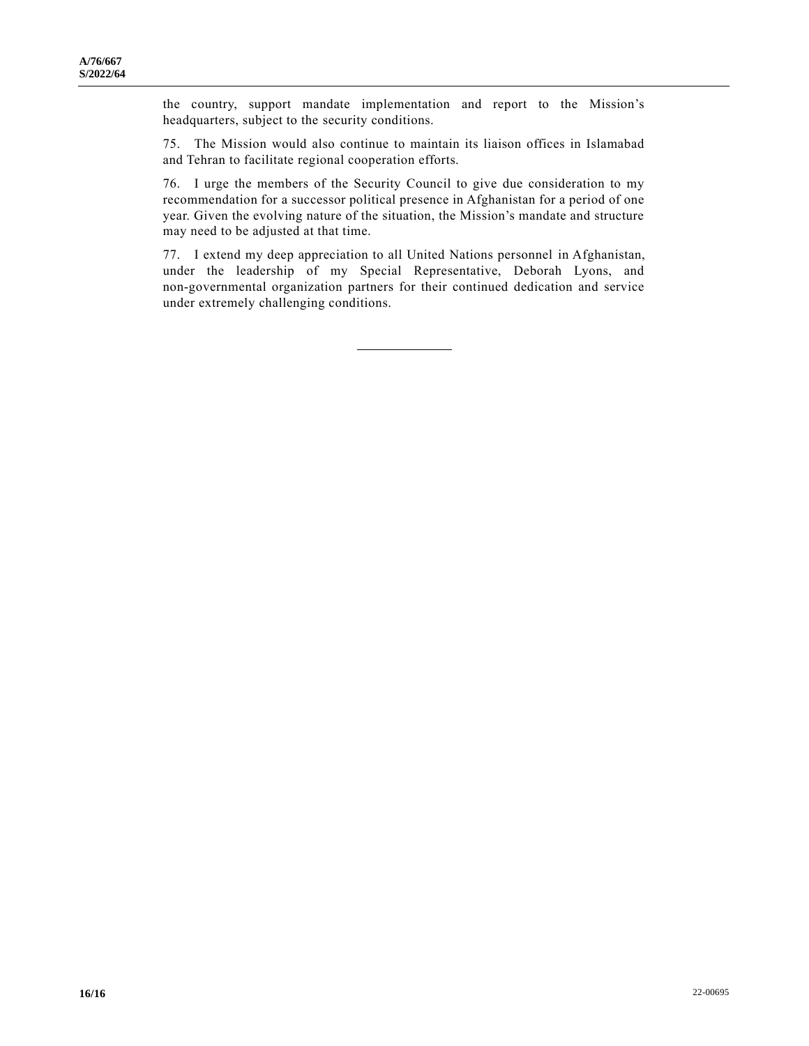the country, support mandate implementation and report to the Mission's headquarters, subject to the security conditions.

75. The Mission would also continue to maintain its liaison offices in Islamabad and Tehran to facilitate regional cooperation efforts.

76. I urge the members of the Security Council to give due consideration to my recommendation for a successor political presence in Afghanistan for a period of one year. Given the evolving nature of the situation, the Mission's mandate and structure may need to be adjusted at that time.

77. I extend my deep appreciation to all United Nations personnel in Afghanistan, under the leadership of my Special Representative, Deborah Lyons, and non-governmental organization partners for their continued dedication and service under extremely challenging conditions.